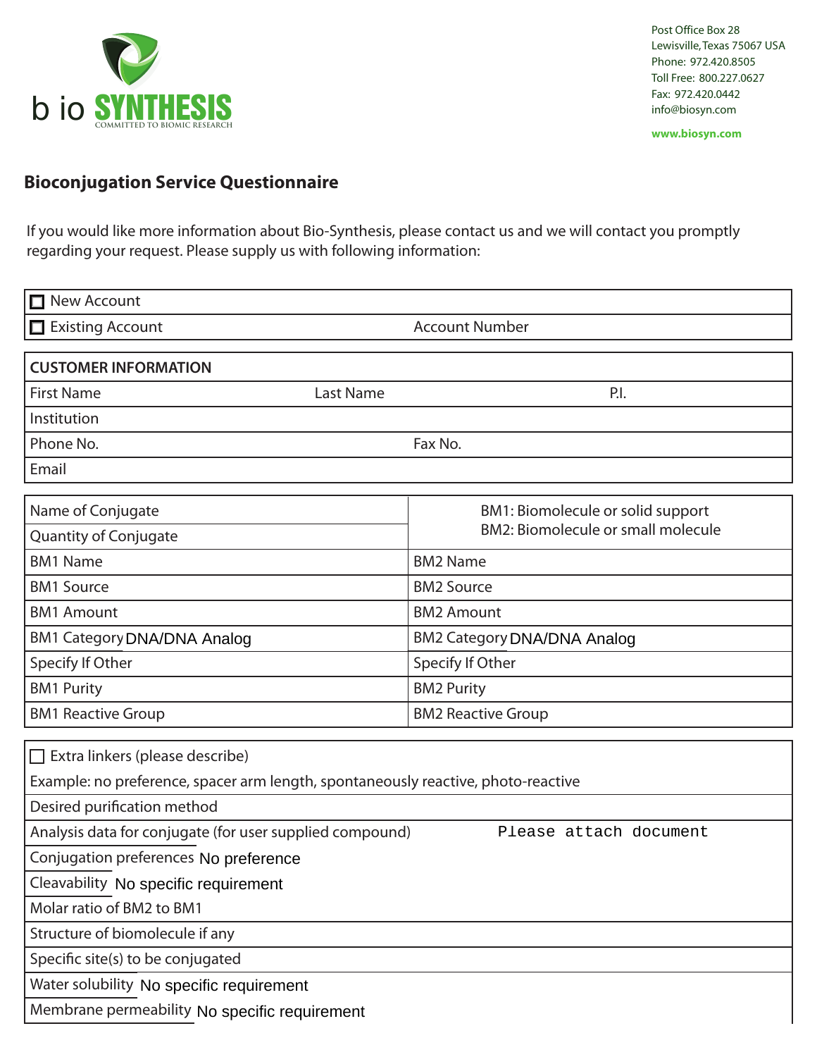bio SYNTHESIS
COMMITTED TO BIOMIC RESEARCH

Post Office Box 28
Lewisville, Texas 75067 USA
Phone: 972.420.8505
Toll Free: 800.227.0627
Fax: 972.420.0442
info@biosyn.com

**www.biosyn.com**

## Bioconjugation Service Questionnaire

If you would like more information about Bio-Synthesis, please contact us and we will contact you promptly regarding your request. Please supply us with following information:

| | |
|---|---|
| ☐ New Account | |
| ☐ Existing Account | Account Number |

| CUSTOMER INFORMATION | | |
|---|---|---|
| First Name | Last Name | P.I. |
| Institution | | |
| Phone No. | Fax No. | |
| Email | | |

| | |
|---|---|
| Name of Conjugate | BM1: Biomolecule or solid support<br>BM2: Biomolecule or small molecule |
| Quantity of Conjugate | |
| BM1 Name | BM2 Name |
| BM1 Source | BM2 Source |
| BM1 Amount | BM2 Amount |
| BM1 Category DNA/DNA Analog | BM2 Category DNA/DNA Analog |
| Specify If Other | Specify If Other |
| BM1 Purity | BM2 Purity |
| BM1 Reactive Group | BM2 Reactive Group |

| | |
|---|---|
| ☐ Extra linkers (please describe) | |
| Example: no preference, spacer arm length, spontaneously reactive, photo-reactive | |
| Desired purification method | |
| Analysis data for conjugate (for user supplied compound) | Please attach document |
| Conjugation preferences No preference | |
| Cleavability No specific requirement | |
| Molar ratio of BM2 to BM1 | |
| Structure of biomolecule if any | |
| Specific site(s) to be conjugated | |
| Water solubility No specific requirement | |
| Membrane permeability No specific requirement | |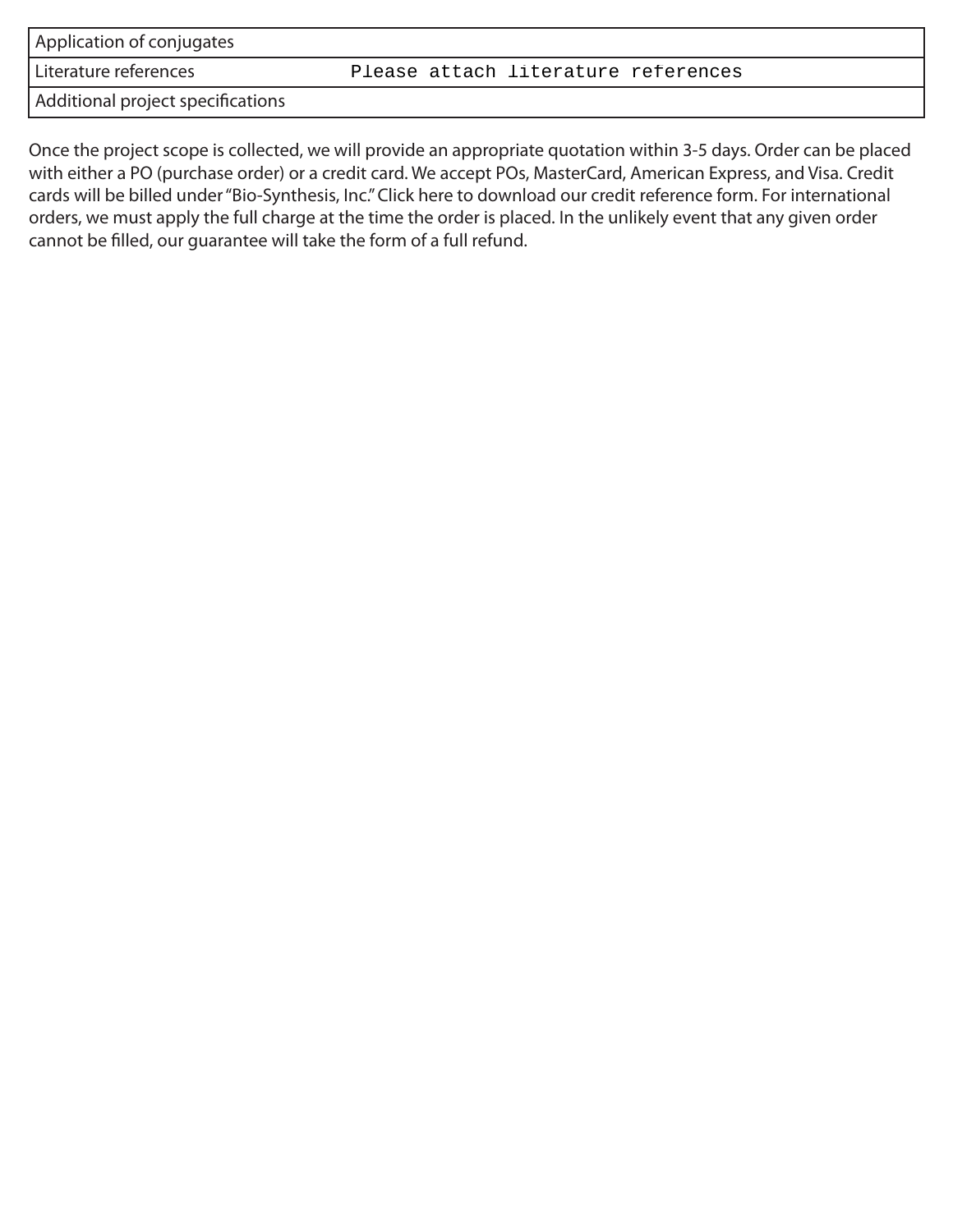| | |
|---|---|
| Application of conjugates | |
| Literature references | Please attach literature references |
| Additional project specifications | |

Once the project scope is collected, we will provide an appropriate quotation within 3-5 days. Order can be placed with either a PO (purchase order) or a credit card. We accept POs, MasterCard, American Express, and Visa. Credit cards will be billed under "Bio-Synthesis, Inc." Click here to download our credit reference form. For international orders, we must apply the full charge at the time the order is placed. In the unlikely event that any given order cannot be filled, our guarantee will take the form of a full refund.